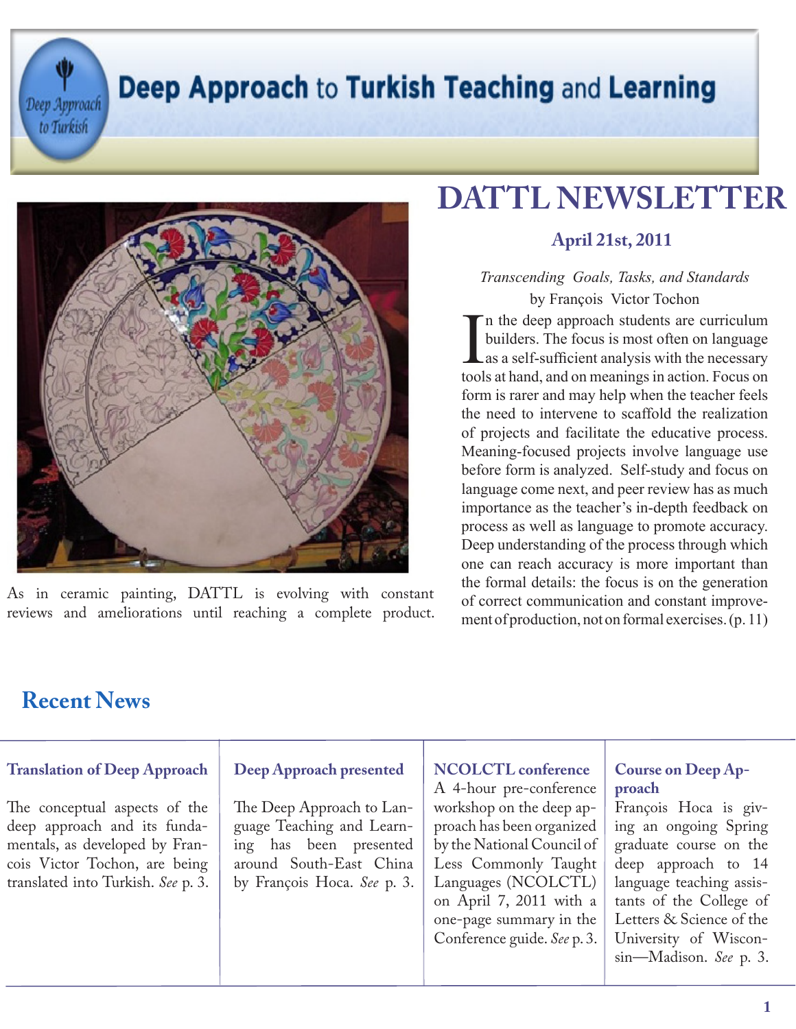# Deep Approach to Turkish Teaching and Learning

# DATTL NEWSLETTER

**April 21st, 2011**

As in ceramic painting, DATTL is evolving with constant reviews and ameliorations until reaching a complete product.

*Transcending Goals, Tasks, and Standards*

by François Victor Tochon

In the deep approach students are curriculum builders. The focus is most often on language as a self-sufficient analysis with the necessary tools at hand, and on meanings in action. Focus on form is rarer and may help when the teacher feels the need to intervene to scaffold the realization of projects and facilitate the educative process. Meaning-focused projects involve language use before form is analyzed. Self-study and focus on language come next, and peer review has as much importance as the teacher's in-depth feedback on process as well as language to promote accuracy. Deep understanding of the process through which one can reach accuracy is more important than the formal details: the focus is on the generation of correct communication and constant improvement of production, not on formal exercises. (p. 11)

## Recent News

### Translation of Deep Approach

The conceptual aspects of the deep approach and its fundamentals, as developed by Francois Victor Tochon, are being translated into Turkish. *See* p. 3.

### Deep Approach presented

The Deep Approach to Language Teaching and Learning has been presented around South-East China by François Hoca. *See* p. 3.

### NCOLCTL conference

A 4-hour pre-conference workshop on the deep approach has been organized by the National Council of Less Commonly Taught Languages (NCOLCTL) on April 7, 2011 with a one-page summary in the Conference guide. *See* p. 3.

### Course on Deep Approach

François Hoca is giving an ongoing Spring graduate course on the deep approach to 14 language teaching assistants of the College of Letters & Science of the University of Wisconsin—Madison. *See* p. 3.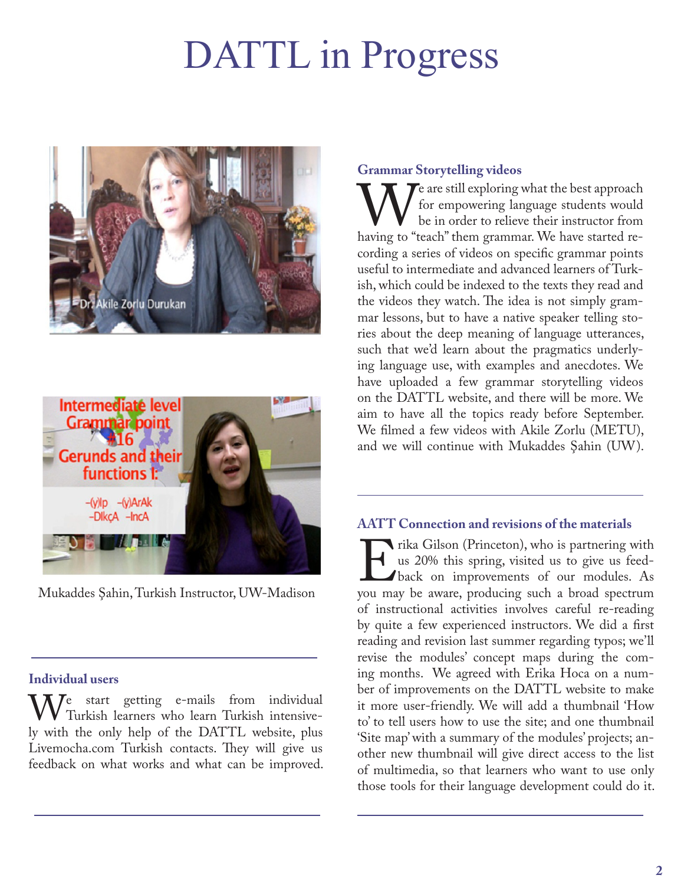# DATTL in Progress

Mukaddes Şahin, Turkish Instructor, UW-Madison

### Individual users

We start getting e-mails from individual Turkish learners who learn Turkish intensively with the only help of the DATTL website, plus Livemocha.com Turkish contacts. They will give us feedback on what works and what can be improved.

### Grammar Storytelling videos

We are still exploring what the best approach for empowering language students would be in order to relieve their instructor from having to "teach" them grammar. We have started recording a series of videos on specific grammar points useful to intermediate and advanced learners of Turkish, which could be indexed to the texts they read and the videos they watch. The idea is not simply grammar lessons, but to have a native speaker telling stories about the deep meaning of language utterances, such that we'd learn about the pragmatics underlying language use, with examples and anecdotes. We have uploaded a few grammar storytelling videos on the DATTL website, and there will be more. We aim to have all the topics ready before September. We filmed a few videos with Akile Zorlu (METU), and we will continue with Mukaddes Şahin (UW).

### AATT Connection and revisions of the materials

Erika Gilson (Princeton), who is partnering with us 20% this spring, visited us to give us feedback on improvements of our modules. As you may be aware, producing such a broad spectrum of instructional activities involves careful re-reading by quite a few experienced instructors. We did a first reading and revision last summer regarding typos; we'll revise the modules' concept maps during the coming months. We agreed with Erika Hoca on a number of improvements on the DATTL website to make it more user-friendly. We will add a thumbnail 'How to' to tell users how to use the site; and one thumbnail 'Site map' with a summary of the modules' projects; another new thumbnail will give direct access to the list of multimedia, so that learners who want to use only those tools for their language development could do it.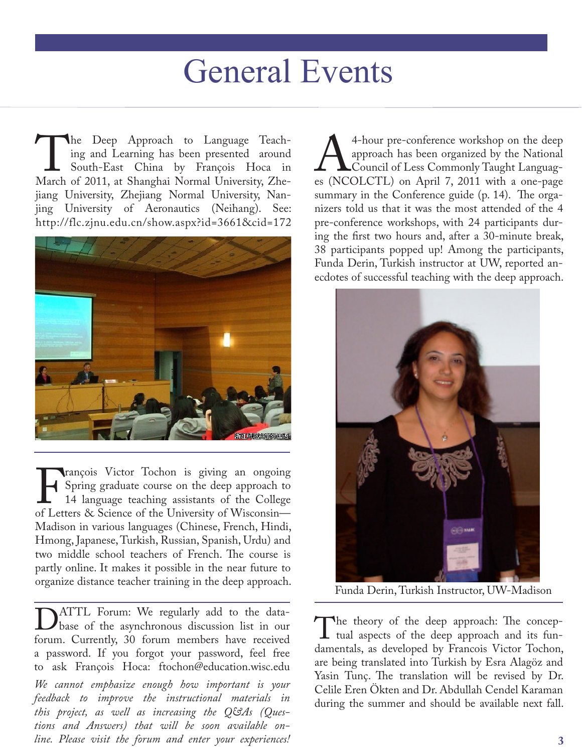# General Events

The Deep Approach to Language Teaching and Learning has been presented around South-East China by François Hoca in March of 2011, at Shanghai Normal University, Zhejiang University, Zhejiang Normal University, Nanjing University of Aeronautics (Neihang). See: http://flc.zjnu.edu.cn/show.aspx?id=3661&cid=172

François Victor Tochon is giving an ongoing Spring graduate course on the deep approach to 14 language teaching assistants of the College of Letters & Science of the University of Wisconsin—Madison in various languages (Chinese, French, Hindi, Hmong, Japanese, Turkish, Russian, Spanish, Urdu) and two middle school teachers of French. The course is partly online. It makes it possible in the near future to organize distance teacher training in the deep approach.

DATTL Forum: We regularly add to the database of the asynchronous discussion list in our forum. Currently, 30 forum members have received a password. If you forgot your password, feel free to ask François Hoca: ftochon@education.wisc.edu

*We cannot emphasize enough how important is your feedback to improve the instructional materials in this project, as well as increasing the Q&As (Questions and Answers) that will be soon available online. Please visit the forum and enter your experiences!*

A 4-hour pre-conference workshop on the deep approach has been organized by the National Council of Less Commonly Taught Languages (NCOLCTL) on April 7, 2011 with a one-page summary in the Conference guide (p. 14). The organizers told us that it was the most attended of the 4 pre-conference workshops, with 24 participants during the first two hours and, after a 30-minute break, 38 participants popped up! Among the participants, Funda Derin, Turkish instructor at UW, reported anecdotes of successful teaching with the deep approach.

Funda Derin, Turkish Instructor, UW-Madison

The theory of the deep approach: The conceptual aspects of the deep approach and its fundamentals, as developed by Francois Victor Tochon, are being translated into Turkish by Esra Alagöz and Yasin Tunç. The translation will be revised by Dr. Celile Eren Ökten and Dr. Abdullah Cendel Karaman during the summer and should be available next fall.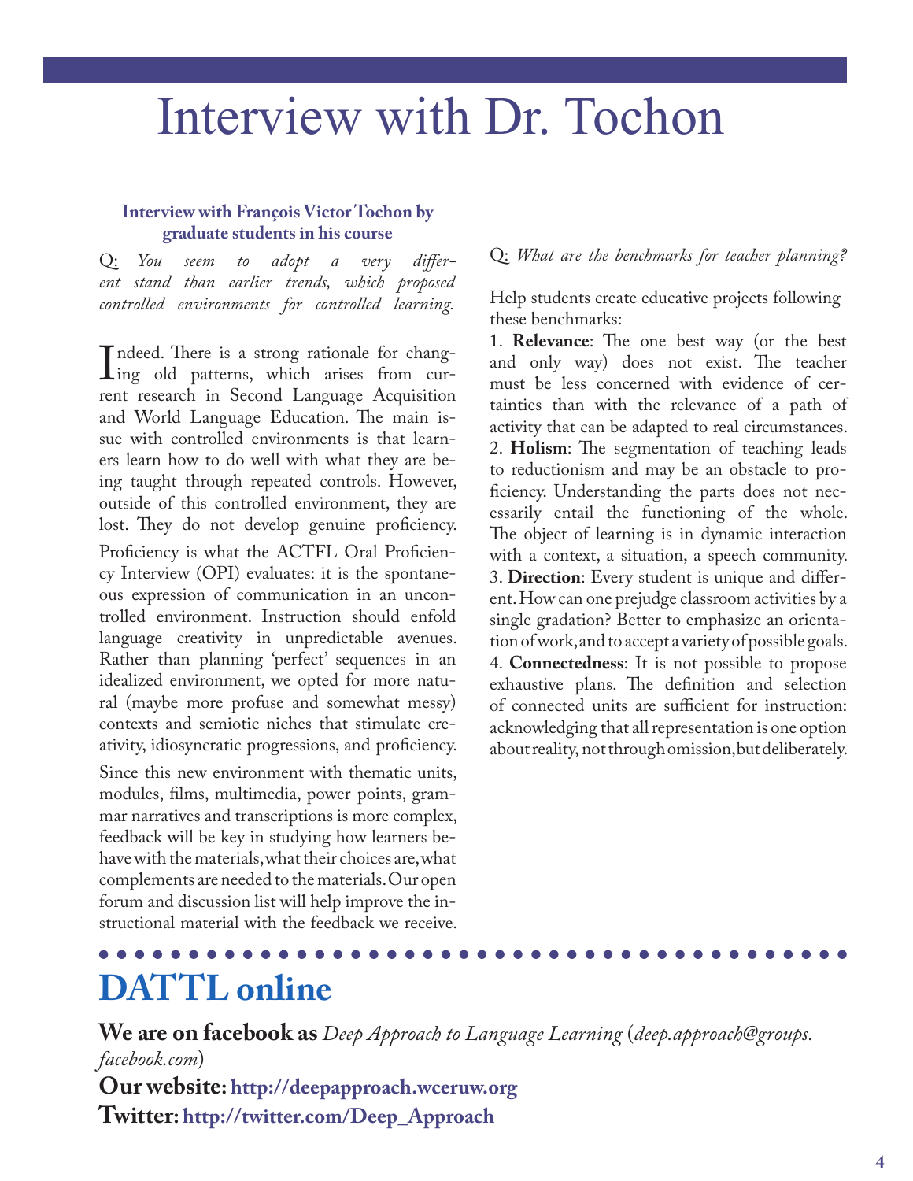# Interview with Dr. Tochon

### Interview with François Victor Tochon by graduate students in his course

Q: *You seem to adopt a very different stand than earlier trends, which proposed controlled environments for controlled learning.*

Indeed. There is a strong rationale for changing old patterns, which arises from current research in Second Language Acquisition and World Language Education. The main issue with controlled environments is that learners learn how to do well with what they are being taught through repeated controls. However, outside of this controlled environment, they are lost. They do not develop genuine proficiency.

Proficiency is what the ACTFL Oral Proficiency Interview (OPI) evaluates: it is the spontaneous expression of communication in an uncontrolled environment. Instruction should enfold language creativity in unpredictable avenues. Rather than planning 'perfect' sequences in an idealized environment, we opted for more natural (maybe more profuse and somewhat messy) contexts and semiotic niches that stimulate creativity, idiosyncratic progressions, and proficiency.

Since this new environment with thematic units, modules, films, multimedia, power points, grammar narratives and transcriptions is more complex, feedback will be key in studying how learners behave with the materials, what their choices are, what complements are needed to the materials. Our open forum and discussion list will help improve the instructional material with the feedback we receive.

Q: *What are the benchmarks for teacher planning?*

Help students create educative projects following these benchmarks:

1. **Relevance**: The one best way (or the best and only way) does not exist. The teacher must be less concerned with evidence of certainties than with the relevance of a path of activity that can be adapted to real circumstances.
2. **Holism**: The segmentation of teaching leads to reductionism and may be an obstacle to proficiency. Understanding the parts does not necessarily entail the functioning of the whole. The object of learning is in dynamic interaction with a context, a situation, a speech community.
3. **Direction**: Every student is unique and different. How can one prejudge classroom activities by a single gradation? Better to emphasize an orientation of work, and to accept a variety of possible goals.
4. **Connectedness**: It is not possible to propose exhaustive plans. The definition and selection of connected units are sufficient for instruction: acknowledging that all representation is one option about reality, not through omission, but deliberately.

## DATTL online

**We are on facebook as** *Deep Approach to Language Learning* (*deep.approach@groups.facebook.com*)

**Our website: http://deepapproach.wceruw.org**

**Twitter: http://twitter.com/Deep_Approach**